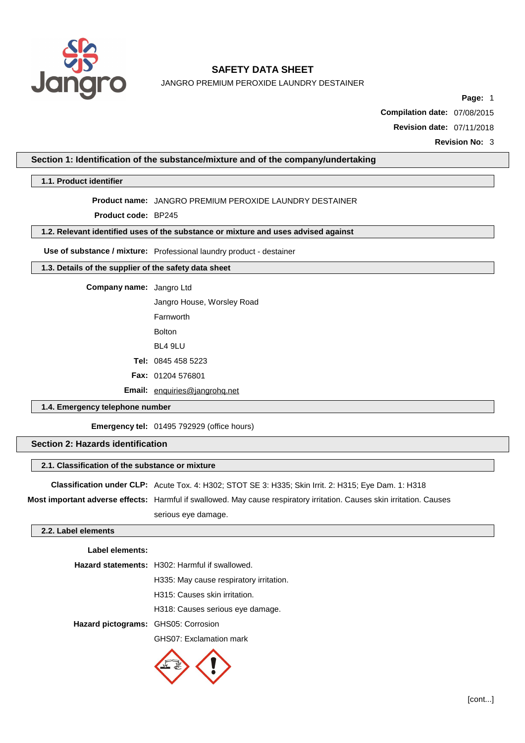# SAFETY DATA SHEET

JANGRO PREMIUM PEROXIDE LAUNDRY DESTAINER

**Page:** 1

**Compilation date:** 07/08/2015

**Revision date:** 07/11/2018

**Revision No:** 3

## Section 1: Identification of the substance/mixture and of the company/undertaking

### 1.1. Product identifier

**Product name:** JANGRO PREMIUM PEROXIDE LAUNDRY DESTAINER

**Product code:** BP245

### 1.2. Relevant identified uses of the substance or mixture and uses advised against

**Use of substance / mixture:** Professional laundry product - destainer

### 1.3. Details of the supplier of the safety data sheet

**Company name:** Jangro Ltd

Jangro House, Worsley Road

Farnworth

Bolton

BL4 9LU

**Tel:** 0845 458 5223

**Fax:** 01204 576801

**Email:** enquiries@jangrohq.net

### 1.4. Emergency telephone number

**Emergency tel:** 01495 792929 (office hours)

## Section 2: Hazards identification

### 2.1. Classification of the substance or mixture

**Classification under CLP:** Acute Tox. 4: H302; STOT SE 3: H335; Skin Irrit. 2: H315; Eye Dam. 1: H318

**Most important adverse effects:** Harmful if swallowed. May cause respiratory irritation. Causes skin irritation. Causes serious eye damage.

### 2.2. Label elements

**Label elements:**

**Hazard statements:** H302: Harmful if swallowed.

H335: May cause respiratory irritation.

H315: Causes skin irritation.

H318: Causes serious eye damage.

**Hazard pictograms:** GHS05: Corrosion

GHS07: Exclamation mark

[cont...]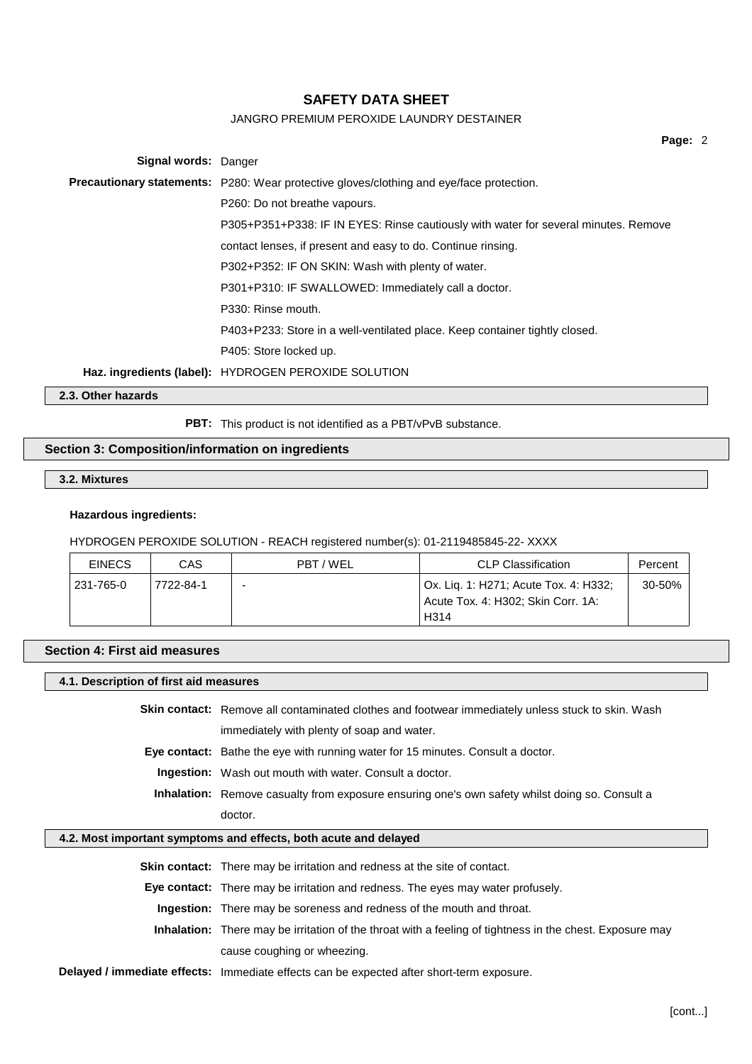**Signal words:** Danger

**Precautionary statements:** P280: Wear protective gloves/clothing and eye/face protection.

P260: Do not breathe vapours.

P305+P351+P338: IF IN EYES: Rinse cautiously with water for several minutes. Remove contact lenses, if present and easy to do. Continue rinsing.

P302+P352: IF ON SKIN: Wash with plenty of water.

P301+P310: IF SWALLOWED: Immediately call a doctor.

P330: Rinse mouth.

P403+P233: Store in a well-ventilated place. Keep container tightly closed.

P405: Store locked up.

**Haz. ingredients (label):** HYDROGEN PEROXIDE SOLUTION

### 2.3. Other hazards

**PBT:** This product is not identified as a PBT/vPvB substance.

## Section 3: Composition/information on ingredients

### 3.2. Mixtures

**Hazardous ingredients:**

HYDROGEN PEROXIDE SOLUTION - REACH registered number(s): 01-2119485845-22- XXXX

| EINECS | CAS | PBT / WEL | CLP Classification | Percent |
|---|---|---|---|---|
| 231-765-0 | 7722-84-1 | - | Ox. Liq. 1: H271; Acute Tox. 4: H332; Acute Tox. 4: H302; Skin Corr. 1A: H314 | 30-50% |

## Section 4: First aid measures

### 4.1. Description of first aid measures

**Skin contact:** Remove all contaminated clothes and footwear immediately unless stuck to skin. Wash immediately with plenty of soap and water.

**Eye contact:** Bathe the eye with running water for 15 minutes. Consult a doctor.

**Ingestion:** Wash out mouth with water. Consult a doctor.

**Inhalation:** Remove casualty from exposure ensuring one's own safety whilst doing so. Consult a doctor.

### 4.2. Most important symptoms and effects, both acute and delayed

**Skin contact:** There may be irritation and redness at the site of contact.

**Eye contact:** There may be irritation and redness. The eyes may water profusely.

**Ingestion:** There may be soreness and redness of the mouth and throat.

**Inhalation:** There may be irritation of the throat with a feeling of tightness in the chest. Exposure may cause coughing or wheezing.

**Delayed / immediate effects:** Immediate effects can be expected after short-term exposure.

[cont...]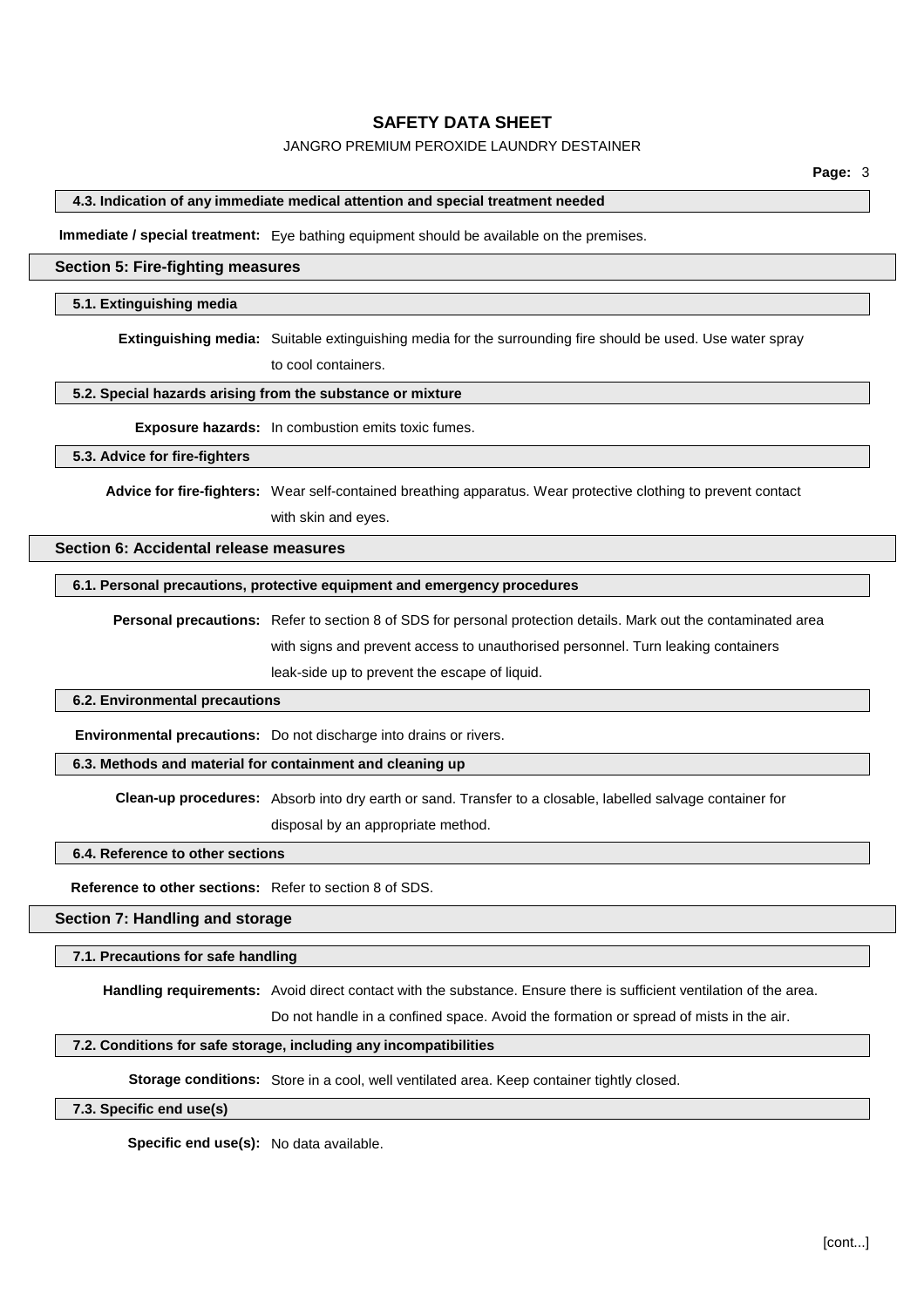#### 4.3. Indication of any immediate medical attention and special treatment needed

**Immediate / special treatment:** Eye bathing equipment should be available on the premises.

## Section 5: Fire-fighting measures

#### 5.1. Extinguishing media

**Extinguishing media:** Suitable extinguishing media for the surrounding fire should be used. Use water spray to cool containers.

#### 5.2. Special hazards arising from the substance or mixture

**Exposure hazards:** In combustion emits toxic fumes.

#### 5.3. Advice for fire-fighters

**Advice for fire-fighters:** Wear self-contained breathing apparatus. Wear protective clothing to prevent contact with skin and eyes.

## Section 6: Accidental release measures

#### 6.1. Personal precautions, protective equipment and emergency procedures

**Personal precautions:** Refer to section 8 of SDS for personal protection details. Mark out the contaminated area with signs and prevent access to unauthorised personnel. Turn leaking containers leak-side up to prevent the escape of liquid.

#### 6.2. Environmental precautions

**Environmental precautions:** Do not discharge into drains or rivers.

#### 6.3. Methods and material for containment and cleaning up

**Clean-up procedures:** Absorb into dry earth or sand. Transfer to a closable, labelled salvage container for disposal by an appropriate method.

#### 6.4. Reference to other sections

**Reference to other sections:** Refer to section 8 of SDS.

## Section 7: Handling and storage

#### 7.1. Precautions for safe handling

**Handling requirements:** Avoid direct contact with the substance. Ensure there is sufficient ventilation of the area. Do not handle in a confined space. Avoid the formation or spread of mists in the air.

#### 7.2. Conditions for safe storage, including any incompatibilities

**Storage conditions:** Store in a cool, well ventilated area. Keep container tightly closed.

#### 7.3. Specific end use(s)

**Specific end use(s):** No data available.

[cont...]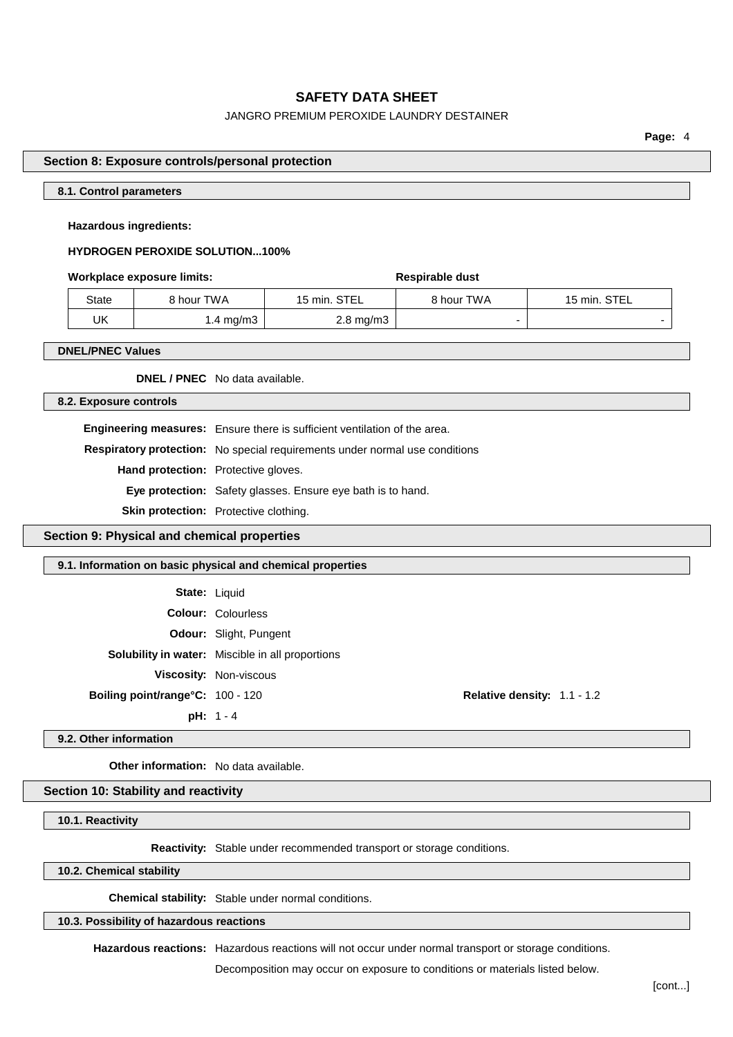## Section 8: Exposure controls/personal protection

### 8.1. Control parameters

**Hazardous ingredients:**

**HYDROGEN PEROXIDE SOLUTION...100%**

| **Workplace exposure limits:** | | | **Respirable dust** | |
|---|---|---|---|---|
| State | 8 hour TWA | 15 min. STEL | 8 hour TWA | 15 min. STEL |
| UK | 1.4 mg/m3 | 2.8 mg/m3 | - | - |

### DNEL/PNEC Values

**DNEL / PNEC** No data available.

### 8.2. Exposure controls

**Engineering measures:** Ensure there is sufficient ventilation of the area.

**Respiratory protection:** No special requirements under normal use conditions

**Hand protection:** Protective gloves.

**Eye protection:** Safety glasses. Ensure eye bath is to hand.

**Skin protection:** Protective clothing.

## Section 9: Physical and chemical properties

### 9.1. Information on basic physical and chemical properties

**State:** Liquid

**Colour:** Colourless

**Odour:** Slight, Pungent

**Solubility in water:** Miscible in all proportions

**Viscosity:** Non-viscous

**Boiling point/range°C:** 100 - 120

**Relative density:** 1.1 - 1.2

**pH:** 1 - 4

### 9.2. Other information

**Other information:** No data available.

## Section 10: Stability and reactivity

### 10.1. Reactivity

**Reactivity:** Stable under recommended transport or storage conditions.

### 10.2. Chemical stability

**Chemical stability:** Stable under normal conditions.

### 10.3. Possibility of hazardous reactions

**Hazardous reactions:** Hazardous reactions will not occur under normal transport or storage conditions.

Decomposition may occur on exposure to conditions or materials listed below.

[cont...]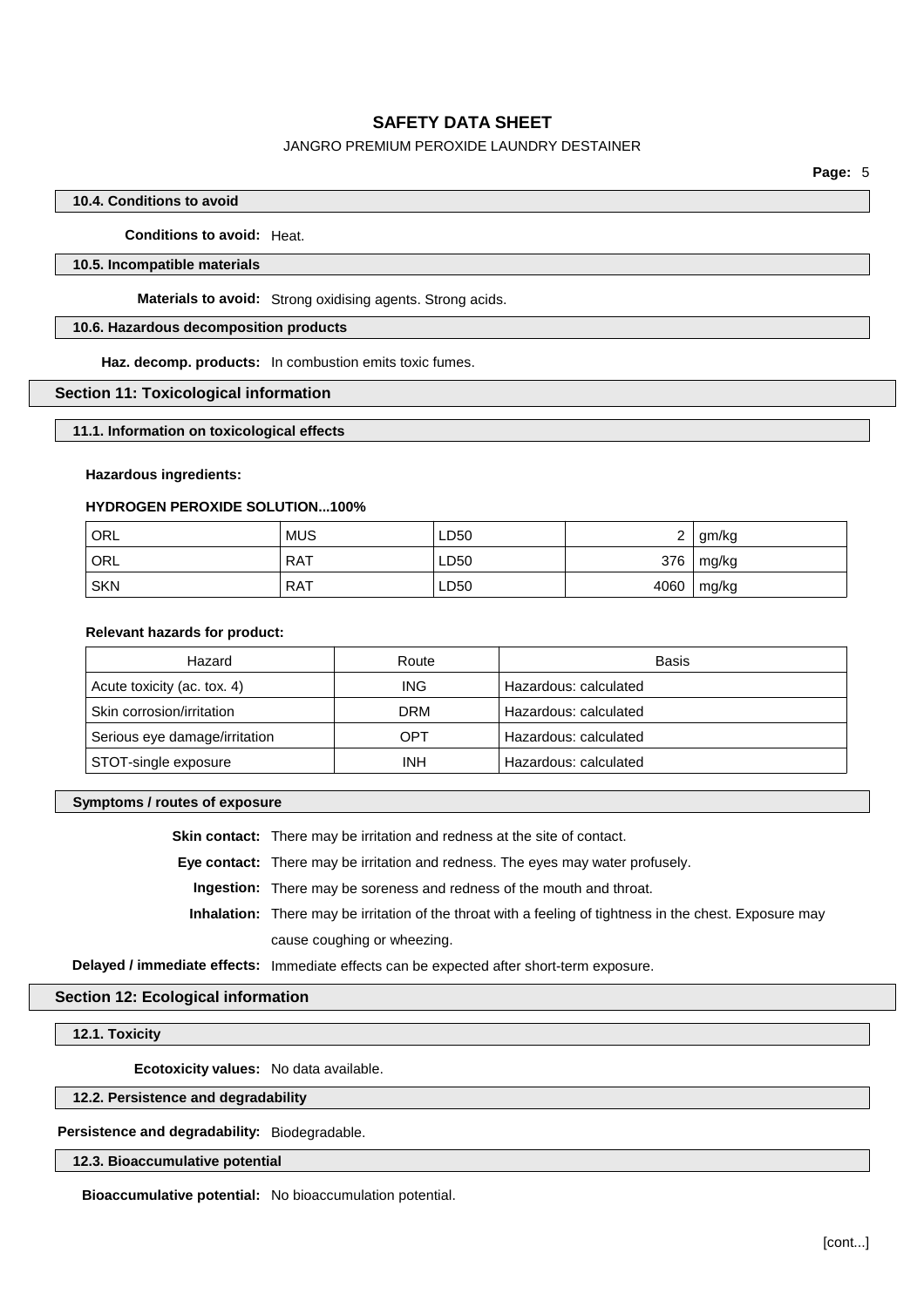#### 10.4. Conditions to avoid

**Conditions to avoid:** Heat.

#### 10.5. Incompatible materials

**Materials to avoid:** Strong oxidising agents. Strong acids.

#### 10.6. Hazardous decomposition products

**Haz. decomp. products:** In combustion emits toxic fumes.

## Section 11: Toxicological information

#### 11.1. Information on toxicological effects

**Hazardous ingredients:**

**HYDROGEN PEROXIDE SOLUTION...100%**

| | | | | |
|---|---|---|---|---|
| ORL | MUS | LD50 | 2 | gm/kg |
| ORL | RAT | LD50 | 376 | mg/kg |
| SKN | RAT | LD50 | 4060 | mg/kg |

**Relevant hazards for product:**

| Hazard | Route | Basis |
|---|---|---|
| Acute toxicity (ac. tox. 4) | ING | Hazardous: calculated |
| Skin corrosion/irritation | DRM | Hazardous: calculated |
| Serious eye damage/irritation | OPT | Hazardous: calculated |
| STOT-single exposure | INH | Hazardous: calculated |

#### Symptoms / routes of exposure

**Skin contact:** There may be irritation and redness at the site of contact.

**Eye contact:** There may be irritation and redness. The eyes may water profusely.

**Ingestion:** There may be soreness and redness of the mouth and throat.

**Inhalation:** There may be irritation of the throat with a feeling of tightness in the chest. Exposure may cause coughing or wheezing.

**Delayed / immediate effects:** Immediate effects can be expected after short-term exposure.

## Section 12: Ecological information

#### 12.1. Toxicity

**Ecotoxicity values:** No data available.

#### 12.2. Persistence and degradability

**Persistence and degradability:** Biodegradable.

#### 12.3. Bioaccumulative potential

**Bioaccumulative potential:** No bioaccumulation potential.

[cont...]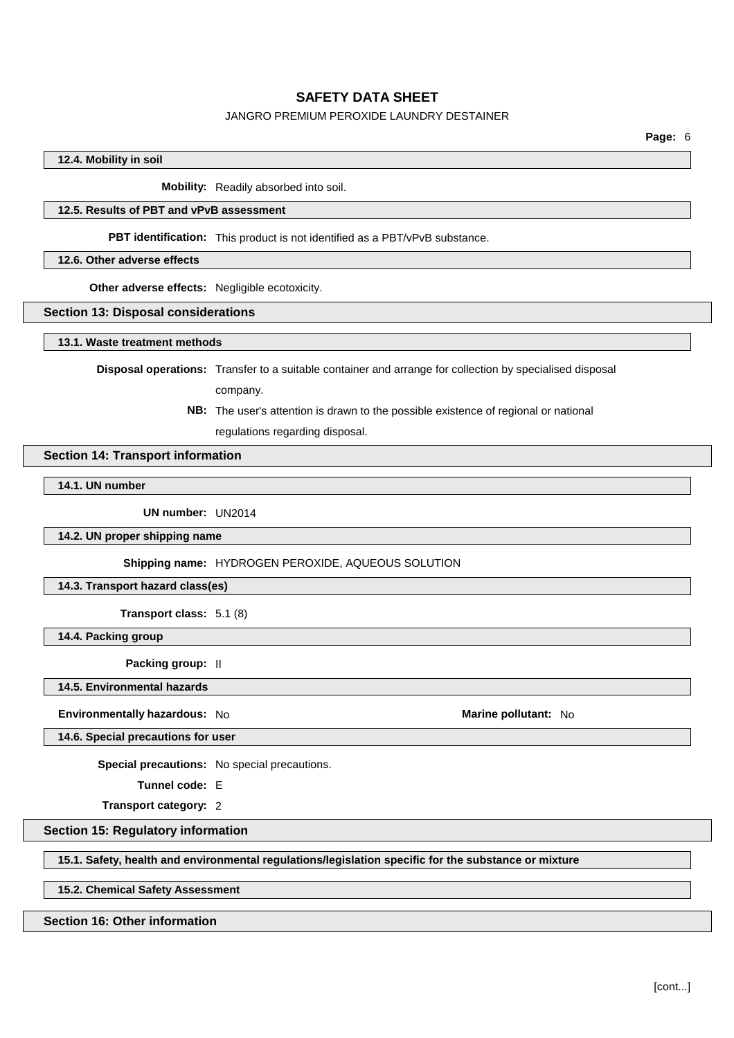### 12.4. Mobility in soil

**Mobility:** Readily absorbed into soil.

### 12.5. Results of PBT and vPvB assessment

**PBT identification:** This product is not identified as a PBT/vPvB substance.

### 12.6. Other adverse effects

**Other adverse effects:** Negligible ecotoxicity.

## Section 13: Disposal considerations

### 13.1. Waste treatment methods

**Disposal operations:** Transfer to a suitable container and arrange for collection by specialised disposal company.

**NB:** The user's attention is drawn to the possible existence of regional or national regulations regarding disposal.

## Section 14: Transport information

### 14.1. UN number

**UN number:** UN2014

### 14.2. UN proper shipping name

**Shipping name:** HYDROGEN PEROXIDE, AQUEOUS SOLUTION

### 14.3. Transport hazard class(es)

**Transport class:** 5.1 (8)

### 14.4. Packing group

**Packing group:** II

### 14.5. Environmental hazards

**Environmentally hazardous:** No

**Marine pollutant:** No

### 14.6. Special precautions for user

**Special precautions:** No special precautions.

**Tunnel code:** E

**Transport category:** 2

## Section 15: Regulatory information

### 15.1. Safety, health and environmental regulations/legislation specific for the substance or mixture

### 15.2. Chemical Safety Assessment

## Section 16: Other information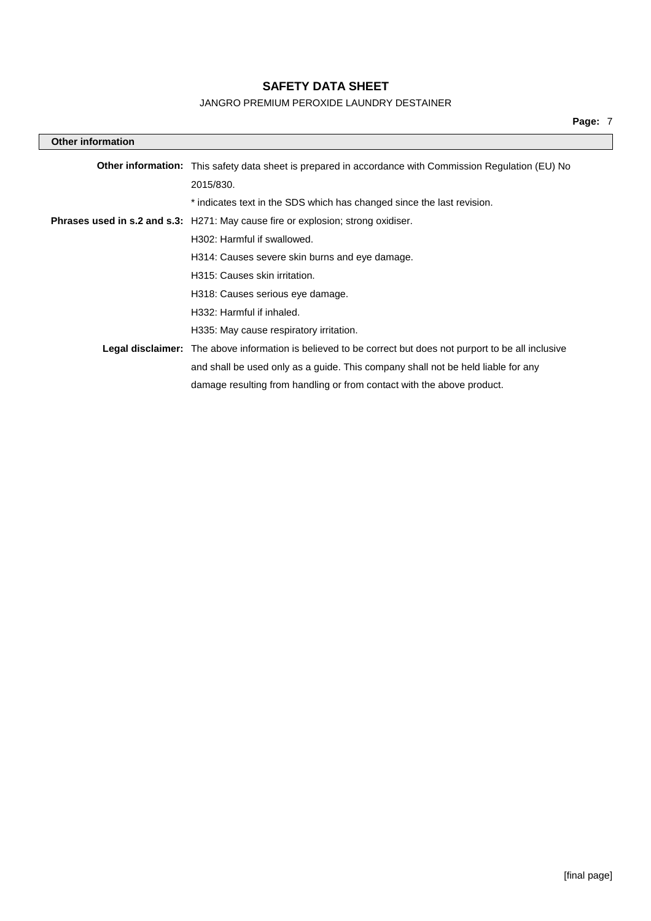## Other information

**Other information:** This safety data sheet is prepared in accordance with Commission Regulation (EU) No 2015/830.

* indicates text in the SDS which has changed since the last revision.

**Phrases used in s.2 and s.3:** H271: May cause fire or explosion; strong oxidiser.

H302: Harmful if swallowed.

H314: Causes severe skin burns and eye damage.

H315: Causes skin irritation.

H318: Causes serious eye damage.

H332: Harmful if inhaled.

H335: May cause respiratory irritation.

**Legal disclaimer:** The above information is believed to be correct but does not purport to be all inclusive and shall be used only as a guide. This company shall not be held liable for any damage resulting from handling or from contact with the above product.

[final page]